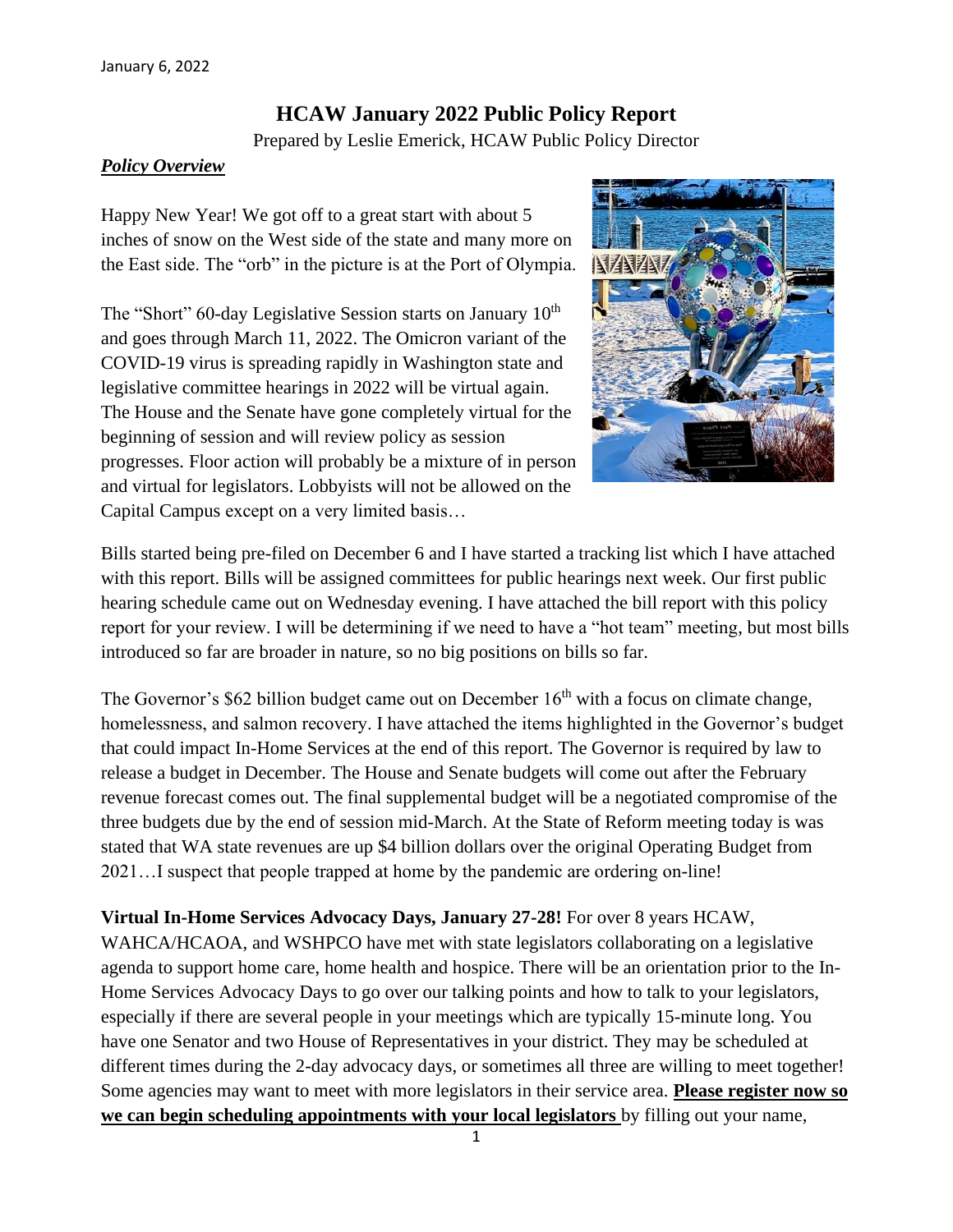January 6, 2022

# HCAW January 2022 Public Policy Report

Prepared by Leslie Emerick, HCAW Public Policy Director

***Policy Overview***

Happy New Year! We got off to a great start with about 5 inches of snow on the West side of the state and many more on the East side. The "orb" in the picture is at the Port of Olympia.

The "Short" 60-day Legislative Session starts on January 10th and goes through March 11, 2022. The Omicron variant of the COVID-19 virus is spreading rapidly in Washington state and legislative committee hearings in 2022 will be virtual again. The House and the Senate have gone completely virtual for the beginning of session and will review policy as session progresses. Floor action will probably be a mixture of in person and virtual for legislators. Lobbyists will not be allowed on the Capital Campus except on a very limited basis…

Bills started being pre-filed on December 6 and I have started a tracking list which I have attached with this report. Bills will be assigned committees for public hearings next week. Our first public hearing schedule came out on Wednesday evening. I have attached the bill report with this policy report for your review. I will be determining if we need to have a "hot team" meeting, but most bills introduced so far are broader in nature, so no big positions on bills so far.

The Governor's $62 billion budget came out on December 16th with a focus on climate change, homelessness, and salmon recovery. I have attached the items highlighted in the Governor's budget that could impact In-Home Services at the end of this report. The Governor is required by law to release a budget in December. The House and Senate budgets will come out after the February revenue forecast comes out. The final supplemental budget will be a negotiated compromise of the three budgets due by the end of session mid-March. At the State of Reform meeting today is was stated that WA state revenues are up $4 billion dollars over the original Operating Budget from 2021…I suspect that people trapped at home by the pandemic are ordering on-line!

**Virtual In-Home Services Advocacy Days, January 27-28!** For over 8 years HCAW, WAHCA/HCAOA, and WSHPCO have met with state legislators collaborating on a legislative agenda to support home care, home health and hospice. There will be an orientation prior to the In-Home Services Advocacy Days to go over our talking points and how to talk to your legislators, especially if there are several people in your meetings which are typically 15-minute long. You have one Senator and two House of Representatives in your district. They may be scheduled at different times during the 2-day advocacy days, or sometimes all three are willing to meet together! Some agencies may want to meet with more legislators in their service area. **Please register now so we can begin scheduling appointments with your local legislators** by filling out your name,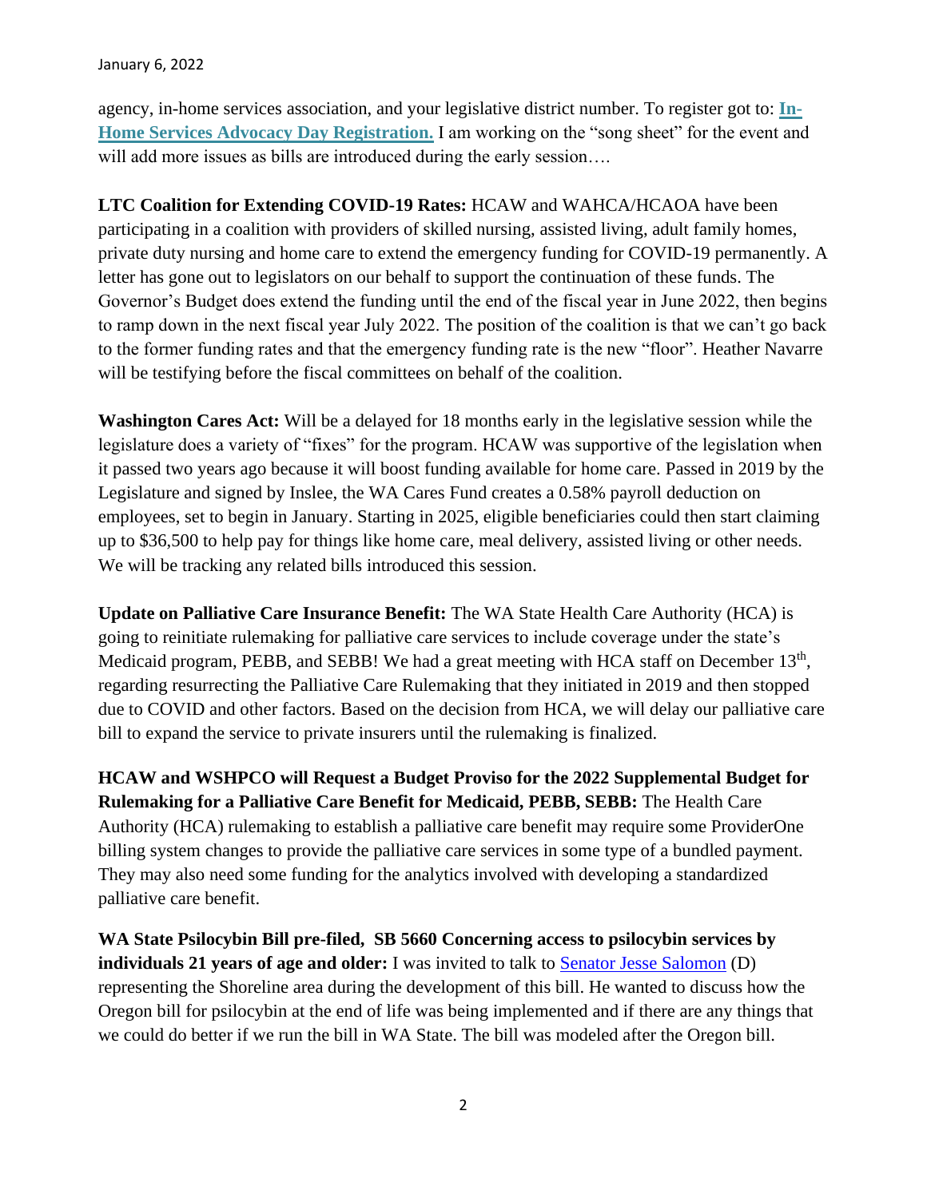agency, in-home services association, and your legislative district number. To register got to: **In-Home Services Advocacy Day Registration.** I am working on the "song sheet" for the event and will add more issues as bills are introduced during the early session….

**LTC Coalition for Extending COVID-19 Rates:** HCAW and WAHCA/HCAOA have been participating in a coalition with providers of skilled nursing, assisted living, adult family homes, private duty nursing and home care to extend the emergency funding for COVID-19 permanently. A letter has gone out to legislators on our behalf to support the continuation of these funds. The Governor's Budget does extend the funding until the end of the fiscal year in June 2022, then begins to ramp down in the next fiscal year July 2022. The position of the coalition is that we can't go back to the former funding rates and that the emergency funding rate is the new "floor". Heather Navarre will be testifying before the fiscal committees on behalf of the coalition.

**Washington Cares Act:** Will be a delayed for 18 months early in the legislative session while the legislature does a variety of "fixes" for the program. HCAW was supportive of the legislation when it passed two years ago because it will boost funding available for home care. Passed in 2019 by the Legislature and signed by Inslee, the WA Cares Fund creates a 0.58% payroll deduction on employees, set to begin in January. Starting in 2025, eligible beneficiaries could then start claiming up to $36,500 to help pay for things like home care, meal delivery, assisted living or other needs. We will be tracking any related bills introduced this session.

**Update on Palliative Care Insurance Benefit:** The WA State Health Care Authority (HCA) is going to reinitiate rulemaking for palliative care services to include coverage under the state's Medicaid program, PEBB, and SEBB! We had a great meeting with HCA staff on December 13th, regarding resurrecting the Palliative Care Rulemaking that they initiated in 2019 and then stopped due to COVID and other factors. Based on the decision from HCA, we will delay our palliative care bill to expand the service to private insurers until the rulemaking is finalized.

**HCAW and WSHPCO will Request a Budget Proviso for the 2022 Supplemental Budget for Rulemaking for a Palliative Care Benefit for Medicaid, PEBB, SEBB:** The Health Care Authority (HCA) rulemaking to establish a palliative care benefit may require some ProviderOne billing system changes to provide the palliative care services in some type of a bundled payment. They may also need some funding for the analytics involved with developing a standardized palliative care benefit.

**WA State Psilocybin Bill pre-filed, SB 5660 Concerning access to psilocybin services by individuals 21 years of age and older:** I was invited to talk to Senator Jesse Salomon (D) representing the Shoreline area during the development of this bill. He wanted to discuss how the Oregon bill for psilocybin at the end of life was being implemented and if there are any things that we could do better if we run the bill in WA State. The bill was modeled after the Oregon bill.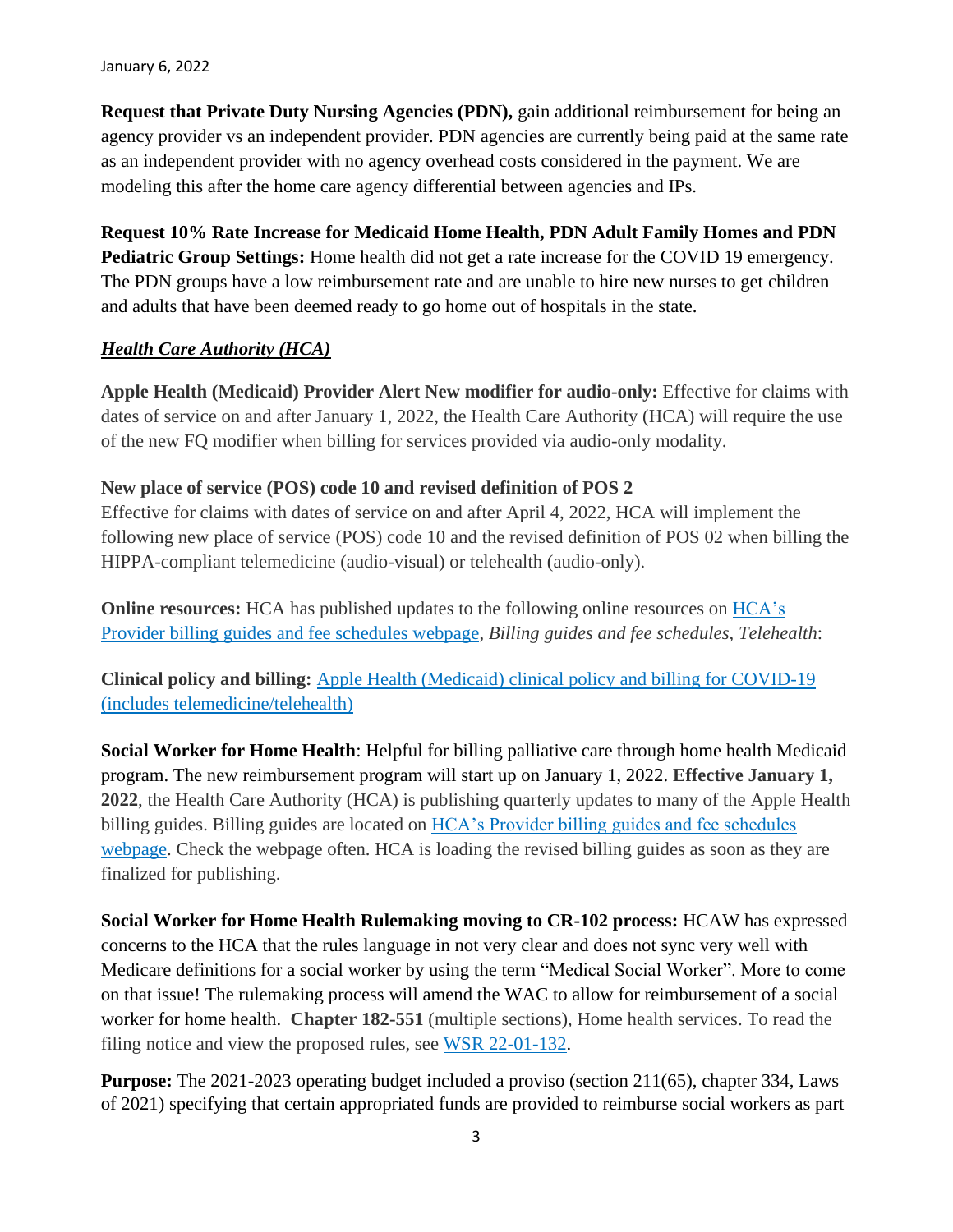January 6, 2022

**Request that Private Duty Nursing Agencies (PDN),** gain additional reimbursement for being an agency provider vs an independent provider. PDN agencies are currently being paid at the same rate as an independent provider with no agency overhead costs considered in the payment. We are modeling this after the home care agency differential between agencies and IPs.

**Request 10% Rate Increase for Medicaid Home Health, PDN Adult Family Homes and PDN Pediatric Group Settings:** Home health did not get a rate increase for the COVID 19 emergency. The PDN groups have a low reimbursement rate and are unable to hire new nurses to get children and adults that have been deemed ready to go home out of hospitals in the state.

***Health Care Authority (HCA)***

**Apple Health (Medicaid) Provider Alert New modifier for audio-only:** Effective for claims with dates of service on and after January 1, 2022, the Health Care Authority (HCA) will require the use of the new FQ modifier when billing for services provided via audio-only modality.

**New place of service (POS) code 10 and revised definition of POS 2**
Effective for claims with dates of service on and after April 4, 2022, HCA will implement the following new place of service (POS) code 10 and the revised definition of POS 02 when billing the HIPPA-compliant telemedicine (audio-visual) or telehealth (audio-only).

**Online resources:** HCA has published updates to the following online resources on [HCA's Provider billing guides and fee schedules webpage](), *Billing guides and fee schedules, Telehealth*:

**Clinical policy and billing:** [Apple Health (Medicaid) clinical policy and billing for COVID-19 (includes telemedicine/telehealth)]()

**Social Worker for Home Health**: Helpful for billing palliative care through home health Medicaid program. The new reimbursement program will start up on January 1, 2022. **Effective January 1, 2022**, the Health Care Authority (HCA) is publishing quarterly updates to many of the Apple Health billing guides. Billing guides are located on [HCA's Provider billing guides and fee schedules webpage](). Check the webpage often. HCA is loading the revised billing guides as soon as they are finalized for publishing.

**Social Worker for Home Health Rulemaking moving to CR-102 process:** HCAW has expressed concerns to the HCA that the rules language in not very clear and does not sync very well with Medicare definitions for a social worker by using the term "Medical Social Worker". More to come on that issue! The rulemaking process will amend the WAC to allow for reimbursement of a social worker for home health. **Chapter 182-551** (multiple sections), Home health services. To read the filing notice and view the proposed rules, see [WSR 22-01-132]().

**Purpose:** The 2021-2023 operating budget included a proviso (section 211(65), chapter 334, Laws of 2021) specifying that certain appropriated funds are provided to reimburse social workers as part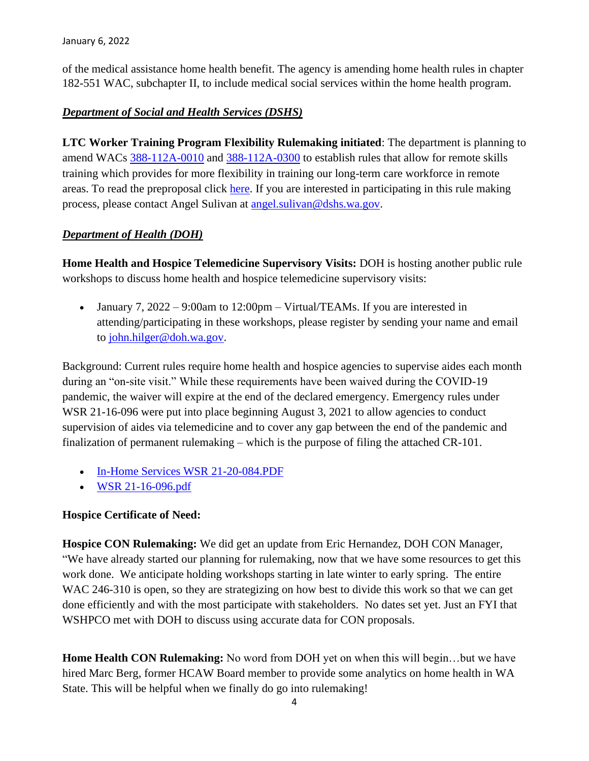of the medical assistance home health benefit. The agency is amending home health rules in chapter 182-551 WAC, subchapter II, to include medical social services within the home health program.

***Department of Social and Health Services (DSHS)***

**LTC Worker Training Program Flexibility Rulemaking initiated**: The department is planning to amend WACs 388-112A-0010 and 388-112A-0300 to establish rules that allow for remote skills training which provides for more flexibility in training our long-term care workforce in remote areas. To read the preproposal click here. If you are interested in participating in this rule making process, please contact Angel Sulivan at angel.sulivan@dshs.wa.gov.

***Department of Health (DOH)***

**Home Health and Hospice Telemedicine Supervisory Visits:** DOH is hosting another public rule workshops to discuss home health and hospice telemedicine supervisory visits:

- January 7, 2022 – 9:00am to 12:00pm – Virtual/TEAMs. If you are interested in attending/participating in these workshops, please register by sending your name and email to john.hilger@doh.wa.gov.

Background: Current rules require home health and hospice agencies to supervise aides each month during an "on-site visit." While these requirements have been waived during the COVID-19 pandemic, the waiver will expire at the end of the declared emergency. Emergency rules under WSR 21-16-096 were put into place beginning August 3, 2021 to allow agencies to conduct supervision of aides via telemedicine and to cover any gap between the end of the pandemic and finalization of permanent rulemaking – which is the purpose of filing the attached CR-101.

- In-Home Services WSR 21-20-084.PDF
- WSR 21-16-096.pdf

**Hospice Certificate of Need:**

**Hospice CON Rulemaking:** We did get an update from Eric Hernandez, DOH CON Manager, "We have already started our planning for rulemaking, now that we have some resources to get this work done. We anticipate holding workshops starting in late winter to early spring. The entire WAC 246-310 is open, so they are strategizing on how best to divide this work so that we can get done efficiently and with the most participate with stakeholders. No dates set yet. Just an FYI that WSHPCO met with DOH to discuss using accurate data for CON proposals.

**Home Health CON Rulemaking:** No word from DOH yet on when this will begin…but we have hired Marc Berg, former HCAW Board member to provide some analytics on home health in WA State. This will be helpful when we finally do go into rulemaking!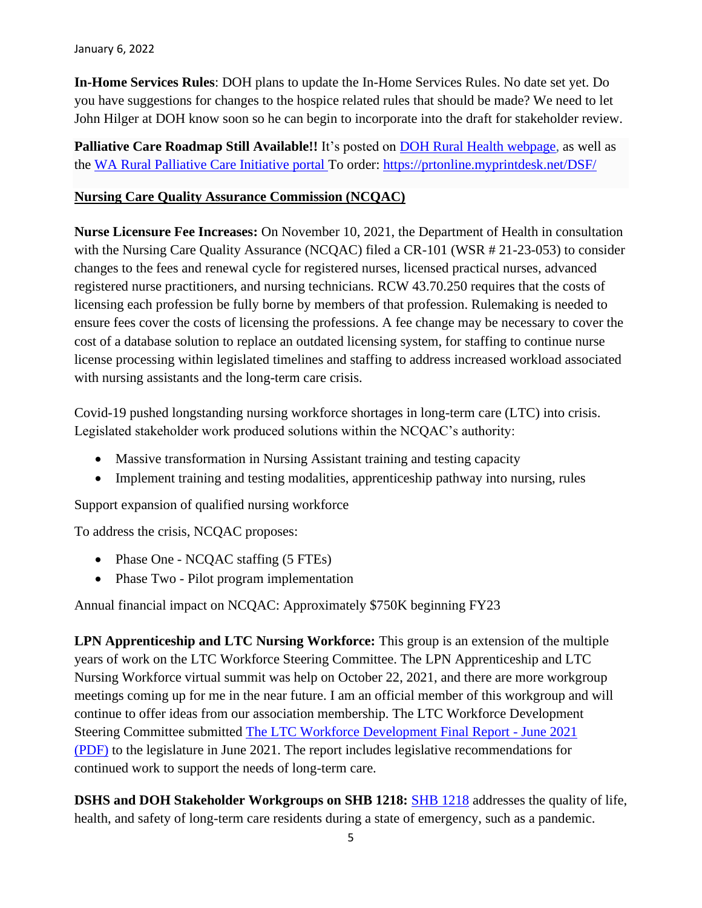**In-Home Services Rules**: DOH plans to update the In-Home Services Rules. No date set yet. Do you have suggestions for changes to the hospice related rules that should be made? We need to let John Hilger at DOH know soon so he can begin to incorporate into the draft for stakeholder review.

**Palliative Care Roadmap Still Available!!** It's posted on [DOH Rural Health webpage](), as well as the [WA Rural Palliative Care Initiative portal]() To order: [https://prtonline.myprintdesk.net/DSF/](https://prtonline.myprintdesk.net/DSF/)

**<u>Nursing Care Quality Assurance Commission (NCQAC)</u>**

**Nurse Licensure Fee Increases:** On November 10, 2021, the Department of Health in consultation with the Nursing Care Quality Assurance (NCQAC) filed a CR-101 (WSR # 21-23-053) to consider changes to the fees and renewal cycle for registered nurses, licensed practical nurses, advanced registered nurse practitioners, and nursing technicians. RCW 43.70.250 requires that the costs of licensing each profession be fully borne by members of that profession. Rulemaking is needed to ensure fees cover the costs of licensing the professions. A fee change may be necessary to cover the cost of a database solution to replace an outdated licensing system, for staffing to continue nurse license processing within legislated timelines and staffing to address increased workload associated with nursing assistants and the long-term care crisis.

Covid-19 pushed longstanding nursing workforce shortages in long-term care (LTC) into crisis. Legislated stakeholder work produced solutions within the NCQAC's authority:

- Massive transformation in Nursing Assistant training and testing capacity
- Implement training and testing modalities, apprenticeship pathway into nursing, rules

Support expansion of qualified nursing workforce

To address the crisis, NCQAC proposes:

- Phase One - NCQAC staffing (5 FTEs)
- Phase Two - Pilot program implementation

Annual financial impact on NCQAC: Approximately $750K beginning FY23

**LPN Apprenticeship and LTC Nursing Workforce:** This group is an extension of the multiple years of work on the LTC Workforce Steering Committee. The LPN Apprenticeship and LTC Nursing Workforce virtual summit was help on October 22, 2021, and there are more workgroup meetings coming up for me in the near future. I am an official member of this workgroup and will continue to offer ideas from our association membership. The LTC Workforce Development Steering Committee submitted [The LTC Workforce Development Final Report - June 2021 (PDF)]() to the legislature in June 2021. The report includes legislative recommendations for continued work to support the needs of long-term care.

**DSHS and DOH Stakeholder Workgroups on SHB 1218:** [SHB 1218]() addresses the quality of life, health, and safety of long-term care residents during a state of emergency, such as a pandemic.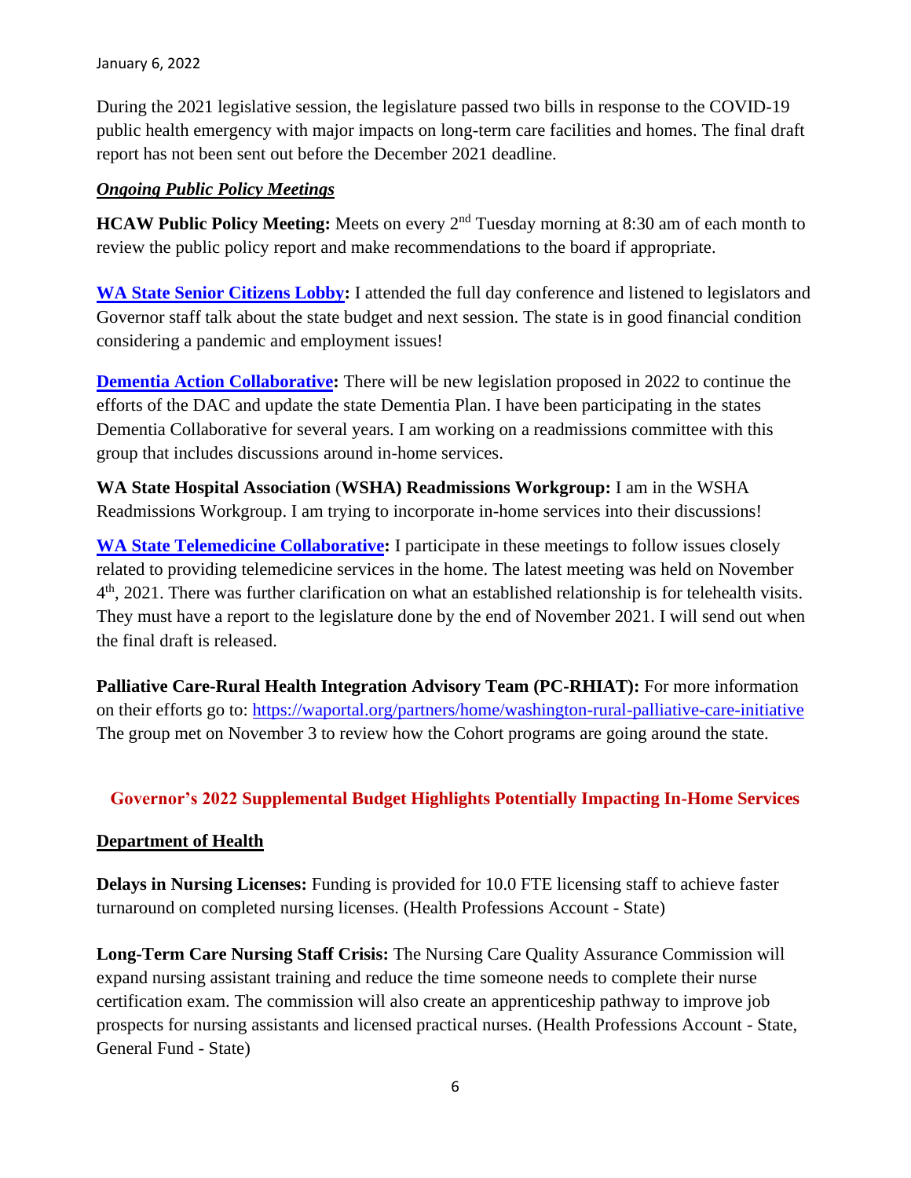During the 2021 legislative session, the legislature passed two bills in response to the COVID-19 public health emergency with major impacts on long-term care facilities and homes. The final draft report has not been sent out before the December 2021 deadline.

***Ongoing Public Policy Meetings***

**HCAW Public Policy Meeting:** Meets on every 2nd Tuesday morning at 8:30 am of each month to review the public policy report and make recommendations to the board if appropriate.

**WA State Senior Citizens Lobby:** I attended the full day conference and listened to legislators and Governor staff talk about the state budget and next session. The state is in good financial condition considering a pandemic and employment issues!

**Dementia Action Collaborative:** There will be new legislation proposed in 2022 to continue the efforts of the DAC and update the state Dementia Plan. I have been participating in the states Dementia Collaborative for several years. I am working on a readmissions committee with this group that includes discussions around in-home services.

**WA State Hospital Association (WSHA) Readmissions Workgroup:** I am in the WSHA Readmissions Workgroup. I am trying to incorporate in-home services into their discussions!

**WA State Telemedicine Collaborative:** I participate in these meetings to follow issues closely related to providing telemedicine services in the home. The latest meeting was held on November 4th, 2021. There was further clarification on what an established relationship is for telehealth visits. They must have a report to the legislature done by the end of November 2021. I will send out when the final draft is released.

**Palliative Care-Rural Health Integration Advisory Team (PC-RHIAT):** For more information on their efforts go to: https://waportal.org/partners/home/washington-rural-palliative-care-initiative The group met on November 3 to review how the Cohort programs are going around the state.

## Governor's 2022 Supplemental Budget Highlights Potentially Impacting In-Home Services

**Department of Health**

**Delays in Nursing Licenses:** Funding is provided for 10.0 FTE licensing staff to achieve faster turnaround on completed nursing licenses. (Health Professions Account - State)

**Long-Term Care Nursing Staff Crisis:** The Nursing Care Quality Assurance Commission will expand nursing assistant training and reduce the time someone needs to complete their nurse certification exam. The commission will also create an apprenticeship pathway to improve job prospects for nursing assistants and licensed practical nurses. (Health Professions Account - State, General Fund - State)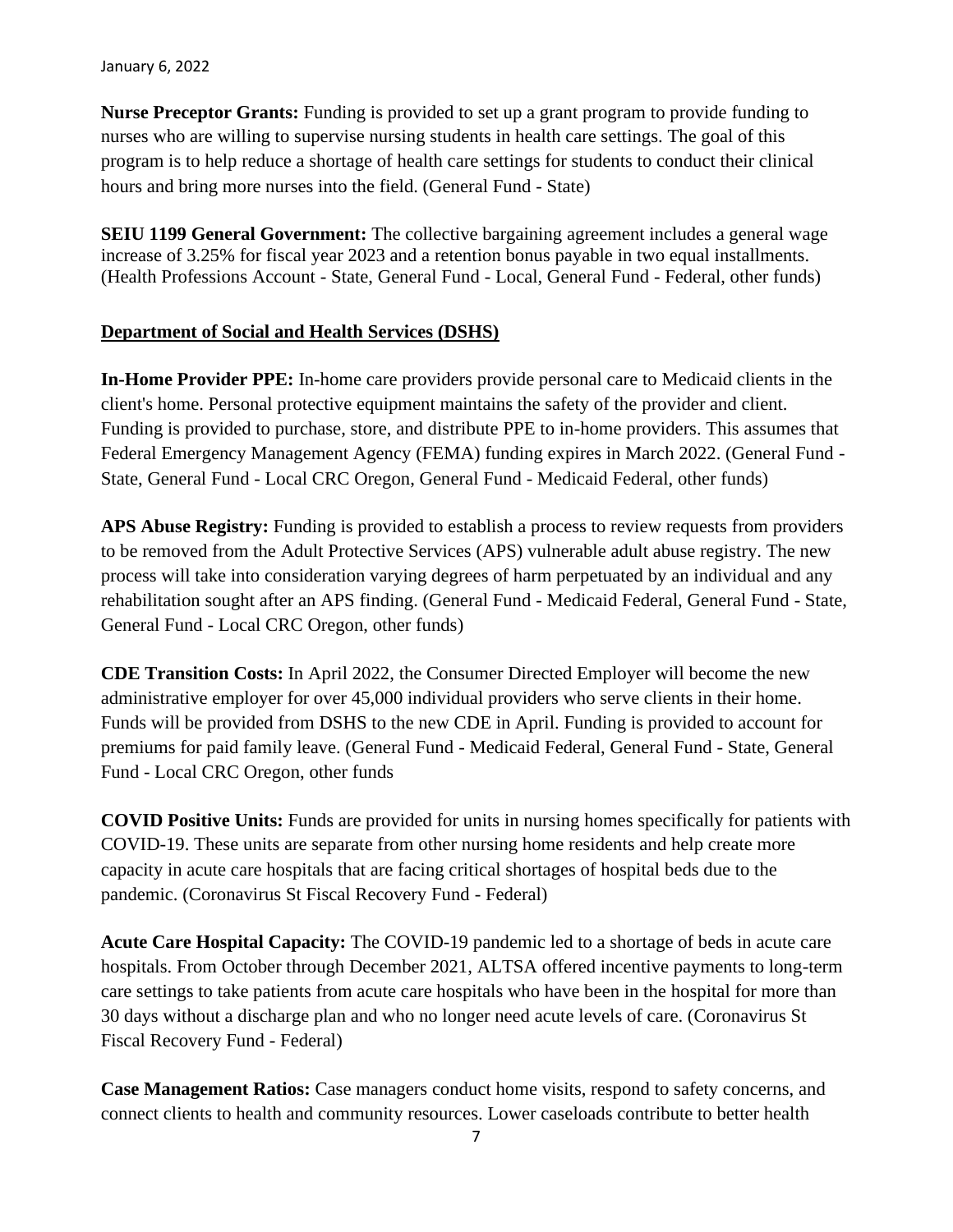**Nurse Preceptor Grants:** Funding is provided to set up a grant program to provide funding to nurses who are willing to supervise nursing students in health care settings. The goal of this program is to help reduce a shortage of health care settings for students to conduct their clinical hours and bring more nurses into the field. (General Fund - State)

**SEIU 1199 General Government:** The collective bargaining agreement includes a general wage increase of 3.25% for fiscal year 2023 and a retention bonus payable in two equal installments. (Health Professions Account - State, General Fund - Local, General Fund - Federal, other funds)

**Department of Social and Health Services (DSHS)**

**In-Home Provider PPE:** In-home care providers provide personal care to Medicaid clients in the client's home. Personal protective equipment maintains the safety of the provider and client. Funding is provided to purchase, store, and distribute PPE to in-home providers. This assumes that Federal Emergency Management Agency (FEMA) funding expires in March 2022. (General Fund - State, General Fund - Local CRC Oregon, General Fund - Medicaid Federal, other funds)

**APS Abuse Registry:** Funding is provided to establish a process to review requests from providers to be removed from the Adult Protective Services (APS) vulnerable adult abuse registry. The new process will take into consideration varying degrees of harm perpetuated by an individual and any rehabilitation sought after an APS finding. (General Fund - Medicaid Federal, General Fund - State, General Fund - Local CRC Oregon, other funds)

**CDE Transition Costs:** In April 2022, the Consumer Directed Employer will become the new administrative employer for over 45,000 individual providers who serve clients in their home. Funds will be provided from DSHS to the new CDE in April. Funding is provided to account for premiums for paid family leave. (General Fund - Medicaid Federal, General Fund - State, General Fund - Local CRC Oregon, other funds

**COVID Positive Units:** Funds are provided for units in nursing homes specifically for patients with COVID-19. These units are separate from other nursing home residents and help create more capacity in acute care hospitals that are facing critical shortages of hospital beds due to the pandemic. (Coronavirus St Fiscal Recovery Fund - Federal)

**Acute Care Hospital Capacity:** The COVID-19 pandemic led to a shortage of beds in acute care hospitals. From October through December 2021, ALTSA offered incentive payments to long-term care settings to take patients from acute care hospitals who have been in the hospital for more than 30 days without a discharge plan and who no longer need acute levels of care. (Coronavirus St Fiscal Recovery Fund - Federal)

**Case Management Ratios:** Case managers conduct home visits, respond to safety concerns, and connect clients to health and community resources. Lower caseloads contribute to better health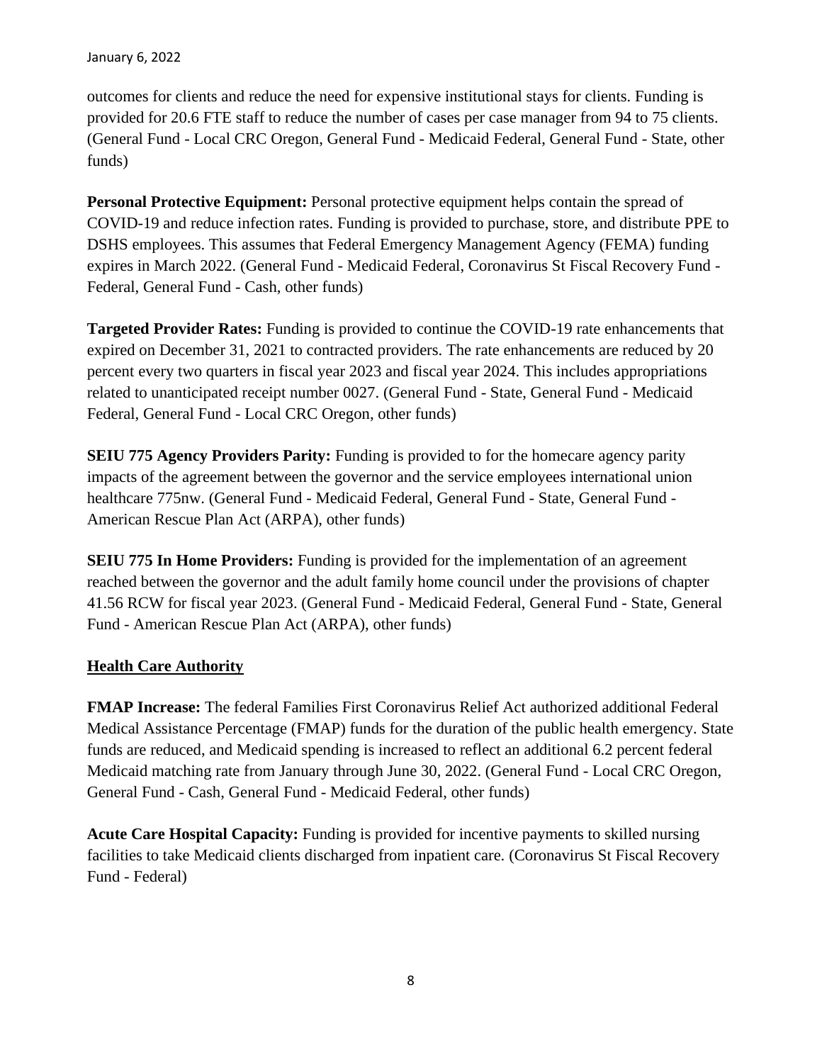outcomes for clients and reduce the need for expensive institutional stays for clients. Funding is provided for 20.6 FTE staff to reduce the number of cases per case manager from 94 to 75 clients. (General Fund - Local CRC Oregon, General Fund - Medicaid Federal, General Fund - State, other funds)

**Personal Protective Equipment:** Personal protective equipment helps contain the spread of COVID-19 and reduce infection rates. Funding is provided to purchase, store, and distribute PPE to DSHS employees. This assumes that Federal Emergency Management Agency (FEMA) funding expires in March 2022. (General Fund - Medicaid Federal, Coronavirus St Fiscal Recovery Fund - Federal, General Fund - Cash, other funds)

**Targeted Provider Rates:** Funding is provided to continue the COVID-19 rate enhancements that expired on December 31, 2021 to contracted providers. The rate enhancements are reduced by 20 percent every two quarters in fiscal year 2023 and fiscal year 2024. This includes appropriations related to unanticipated receipt number 0027. (General Fund - State, General Fund - Medicaid Federal, General Fund - Local CRC Oregon, other funds)

**SEIU 775 Agency Providers Parity:** Funding is provided to for the homecare agency parity impacts of the agreement between the governor and the service employees international union healthcare 775nw. (General Fund - Medicaid Federal, General Fund - State, General Fund - American Rescue Plan Act (ARPA), other funds)

**SEIU 775 In Home Providers:** Funding is provided for the implementation of an agreement reached between the governor and the adult family home council under the provisions of chapter 41.56 RCW for fiscal year 2023. (General Fund - Medicaid Federal, General Fund - State, General Fund - American Rescue Plan Act (ARPA), other funds)

## Health Care Authority

**FMAP Increase:** The federal Families First Coronavirus Relief Act authorized additional Federal Medical Assistance Percentage (FMAP) funds for the duration of the public health emergency. State funds are reduced, and Medicaid spending is increased to reflect an additional 6.2 percent federal Medicaid matching rate from January through June 30, 2022. (General Fund - Local CRC Oregon, General Fund - Cash, General Fund - Medicaid Federal, other funds)

**Acute Care Hospital Capacity:** Funding is provided for incentive payments to skilled nursing facilities to take Medicaid clients discharged from inpatient care. (Coronavirus St Fiscal Recovery Fund - Federal)